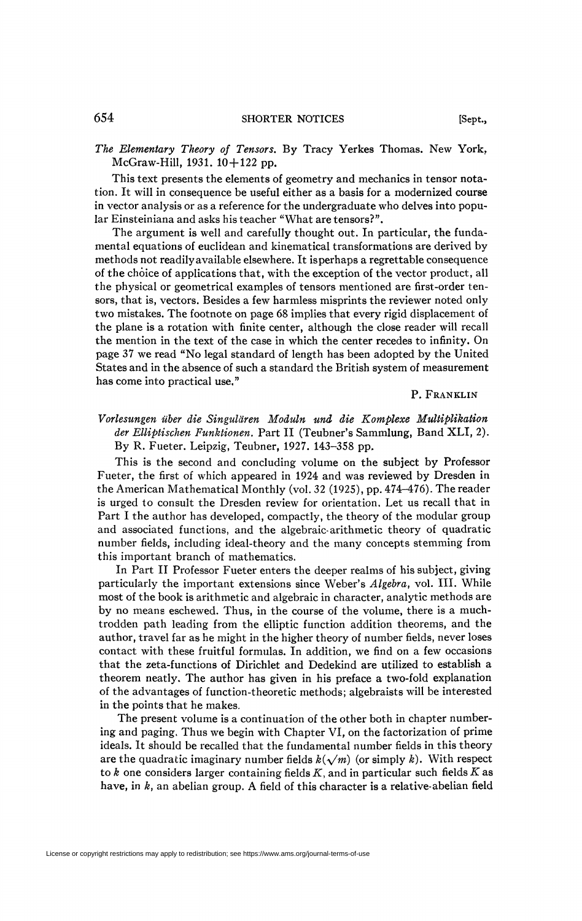*The Elementary Theory of Tensors*. By Tracy Yerkes Thomas. New York, McGraw-Hill, 1931. 10+122 pp.

This text presents the elements of geometry and mechanics in tensor notation. It will in consequence be useful either as a basis for a modernized course in vector analysis or as a reference for the undergraduate who delves into popular Einsteiniana and asks his teacher "What are tensors?".

The argument is well and carefully thought out. In particular, the fundamental equations of euclidean and kinematical transformations are derived by methods not readily available elsewhere. It is perhaps a regrettable consequence of the chòice of applications that, with the exception of the vector product, all the physical or geometrical examples of tensors mentioned are first-order tensors, that is, vectors. Besides a few harmless misprints the reviewer noted only two mistakes. The footnote on page 68 implies that every rigid displacement of the plane is a rotation with finite center, although the close reader will recall the mention in the text of the case in which the center recedes to infinity. On page 37 we read "No legal standard of length has been adopted by the United States and in the absence of such a standard the British system of measurement has come into practical use."

P. Franklin

*Vorlesungen über die Singulären Moduln und die Komplexe Multiplikation der Elliptischen Funktionen*. Part II (Teubner's Sammlung, Band XLI, 2). By R. Fueter. Leipzig, Teubner, 1927. 143–358 pp.

This is the second and concluding volume on the subject by Professor Fueter, the first of which appeared in 1924 and was reviewed by Dresden in the American Mathematical Monthly (vol. 32 (1925), pp. 474–476). The reader is urged to consult the Dresden review for orientation. Let us recall that in Part I the author has developed, compactly, the theory of the modular group and associated functions, and the algebraic-arithmetic theory of quadratic number fields, including ideal-theory and the many concepts stemming from this important branch of mathematics.

In Part II Professor Fueter enters the deeper realms of his subject, giving particularly the important extensions since Weber's *Algebra*, vol. III. While most of the book is arithmetic and algebraic in character, analytic methods are by no means eschewed. Thus, in the course of the volume, there is a much-trodden path leading from the elliptic function addition theorems, and the author, travel far as he might in the higher theory of number fields, never loses contact with these fruitful formulas. In addition, we find on a few occasions that the zeta-functions of Dirichlet and Dedekind are utilized to establish a theorem neatly. The author has given in his preface a two-fold explanation of the advantages of function-theoretic methods; algebraists will be interested in the points that he makes.

The present volume is a continuation of the other both in chapter numbering and paging. Thus we begin with Chapter VI, on the factorization of prime ideals. It should be recalled that the fundamental number fields in this theory are the quadratic imaginary number fields $k(\sqrt{m})$ (or simply $k$). With respect to $k$ one considers larger containing fields $K$, and in particular such fields $K$ as have, in $k$, an abelian group. A field of this character is a relative-abelian field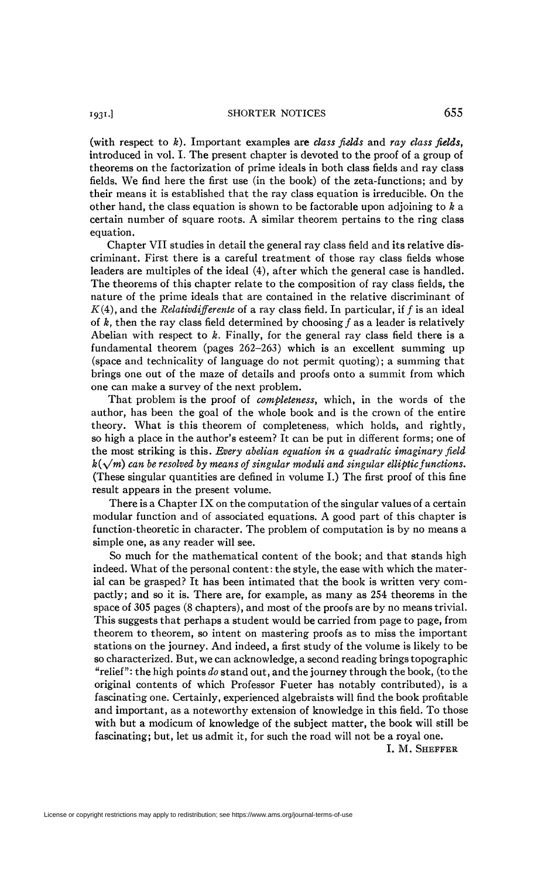(with respect to $k$). Important examples are *class fields* and *ray class fields*, introduced in vol. I. The present chapter is devoted to the proof of a group of theorems on the factorization of prime ideals in both class fields and ray class fields. We find here the first use (in the book) of the zeta-functions; and by their means it is established that the ray class equation is irreducible. On the other hand, the class equation is shown to be factorable upon adjoining to $k$ a certain number of square roots. A similar theorem pertains to the ring class equation.

Chapter VII studies in detail the general ray class field and its relative discriminant. First there is a careful treatment of those ray class fields whose leaders are multiples of the ideal (4), after which the general case is handled. The theorems of this chapter relate to the composition of ray class fields, the nature of the prime ideals that are contained in the relative discriminant of $K(4)$, and the *Relativdifferente* of a ray class field. In particular, if $f$ is an ideal of $k$, then the ray class field determined by choosing $f$ as a leader is relatively Abelian with respect to $k$. Finally, for the general ray class field there is a fundamental theorem (pages 262–263) which is an excellent summing up (space and technicality of language do not permit quoting); a summing that brings one out of the maze of details and proofs onto a summit from which one can make a survey of the next problem.

That problem is the proof of *completeness*, which, in the words of the author, has been the goal of the whole book and is the crown of the entire theory. What is this theorem of completeness, which holds, and rightly, so high a place in the author's esteem? It can be put in different forms; one of the most striking is this. *Every abelian equation in a quadratic imaginary field* $k(\sqrt{m})$ *can be resolved by means of singular moduli and singular elliptic functions.* (These singular quantities are defined in volume I.) The first proof of this fine result appears in the present volume.

There is a Chapter IX on the computation of the singular values of a certain modular function and of associated equations. A good part of this chapter is function-theoretic in character. The problem of computation is by no means a simple one, as any reader will see.

So much for the mathematical content of the book; and that stands high indeed. What of the personal content: the style, the ease with which the material can be grasped? It has been intimated that the book is written very compactly; and so it is. There are, for example, as many as 254 theorems in the space of 305 pages (8 chapters), and most of the proofs are by no means trivial. This suggests that perhaps a student would be carried from page to page, from theorem to theorem, so intent on mastering proofs as to miss the important stations on the journey. And indeed, a first study of the volume is likely to be so characterized. But, we can acknowledge, a second reading brings topographic "relief": the high points *do* stand out, and the journey through the book, (to the original contents of which Professor Fueter has notably contributed), is a fascinating one. Certainly, experienced algebraists will find the book profitable and important, as a noteworthy extension of knowledge in this field. To those with but a modicum of knowledge of the subject matter, the book will still be fascinating; but, let us admit it, for such the road will not be a royal one.

I. M. Sheffer